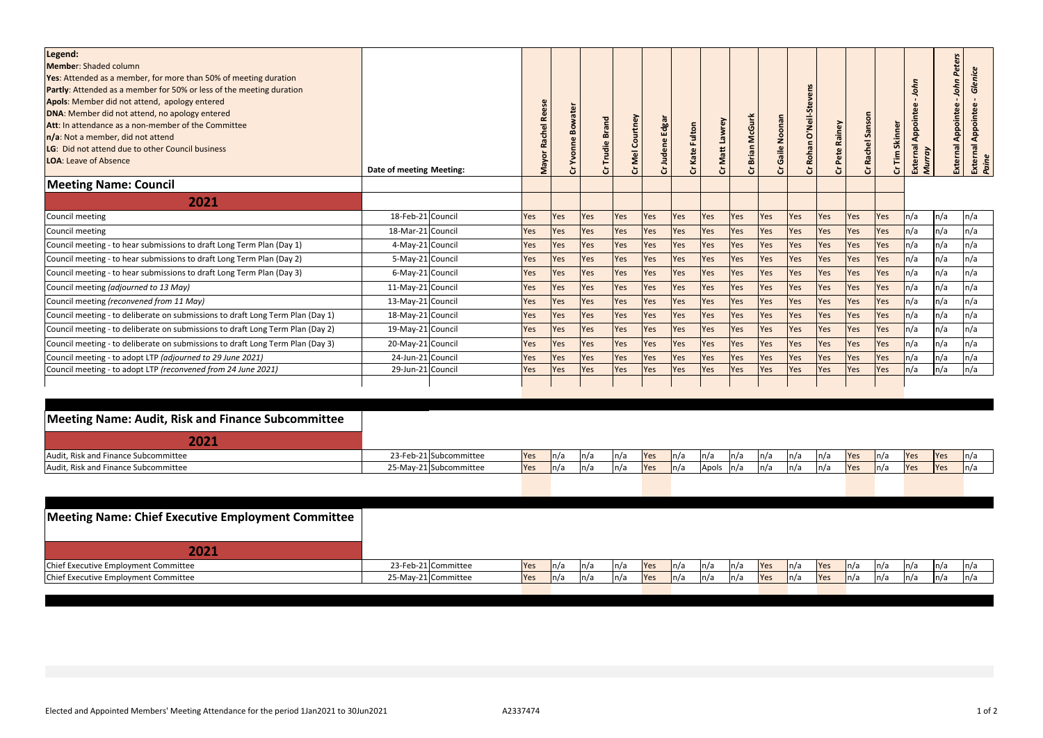**Legend:**

**Member**: Shaded column
**Yes**: Attended as a member, for more than 50% of meeting duration
**Partly**: Attended as a member for 50% or less of the meeting duration
**Apols**: Member did not attend, apology entered
**DNA**: Member did not attend, no apology entered
**Att**: In attendance as a non-member of the Committee
**n/a**: Not a member, did not attend
**LG**: Did not attend due to other Council business
**LOA**: Leave of Absence

## Meeting Name: Council

### 2021

| Meeting | Date of meeting | Meeting: | Mayor Rachel Reese | Cr Yvonne Bowater | Cr Trudie Brand | Cr Mel Courtney | Cr Judene Edgar | Cr Kate Fulton | Cr Matt Lawrey | Cr Brian McGurk | Cr Gaile Noonan | Cr Rohan O'Neil-Stevens | Cr Pete Rainey | Cr Rachel Sanson | Cr Tim Skinner | External Appointee - John Murray | External Appointee - John Peters | External Appointee - Glenice Paine |
|---|---|---|---|---|---|---|---|---|---|---|---|---|---|---|---|---|---|---|
| Council meeting | 18-Feb-21 | Council | Yes | Yes | Yes | Yes | Yes | Yes | Yes | Yes | Yes | Yes | Yes | Yes | Yes | n/a | n/a | n/a |
| Council meeting | 18-Mar-21 | Council | Yes | Yes | Yes | Yes | Yes | Yes | Yes | Yes | Yes | Yes | Yes | Yes | Yes | n/a | n/a | n/a |
| Council meeting - to hear submissions to draft Long Term Plan (Day 1) | 4-May-21 | Council | Yes | Yes | Yes | Yes | Yes | Yes | Yes | Yes | Yes | Yes | Yes | Yes | Yes | n/a | n/a | n/a |
| Council meeting - to hear submissions to draft Long Term Plan (Day 2) | 5-May-21 | Council | Yes | Yes | Yes | Yes | Yes | Yes | Yes | Yes | Yes | Yes | Yes | Yes | Yes | n/a | n/a | n/a |
| Council meeting - to hear submissions to draft Long Term Plan (Day 3) | 6-May-21 | Council | Yes | Yes | Yes | Yes | Yes | Yes | Yes | Yes | Yes | Yes | Yes | Yes | Yes | n/a | n/a | n/a |
| Council meeting *(adjourned to 13 May)* | 11-May-21 | Council | Yes | Yes | Yes | Yes | Yes | Yes | Yes | Yes | Yes | Yes | Yes | Yes | Yes | n/a | n/a | n/a |
| Council meeting *(reconvened from 11 May)* | 13-May-21 | Council | Yes | Yes | Yes | Yes | Yes | Yes | Yes | Yes | Yes | Yes | Yes | Yes | Yes | n/a | n/a | n/a |
| Council meeting - to deliberate on submissions to draft Long Term Plan (Day 1) | 18-May-21 | Council | Yes | Yes | Yes | Yes | Yes | Yes | Yes | Yes | Yes | Yes | Yes | Yes | Yes | n/a | n/a | n/a |
| Council meeting - to deliberate on submissions to draft Long Term Plan (Day 2) | 19-May-21 | Council | Yes | Yes | Yes | Yes | Yes | Yes | Yes | Yes | Yes | Yes | Yes | Yes | Yes | n/a | n/a | n/a |
| Council meeting - to deliberate on submissions to draft Long Term Plan (Day 3) | 20-May-21 | Council | Yes | Yes | Yes | Yes | Yes | Yes | Yes | Yes | Yes | Yes | Yes | Yes | Yes | n/a | n/a | n/a |
| Council meeting - to adopt LTP *(adjourned to 29 June 2021)* | 24-Jun-21 | Council | Yes | Yes | Yes | Yes | Yes | Yes | Yes | Yes | Yes | Yes | Yes | Yes | Yes | n/a | n/a | n/a |
| Council meeting - to adopt LTP *(reconvened from 24 June 2021)* | 29-Jun-21 | Council | Yes | Yes | Yes | Yes | Yes | Yes | Yes | Yes | Yes | Yes | Yes | Yes | Yes | n/a | n/a | n/a |

## Meeting Name: Audit, Risk and Finance Subcommittee

### 2021

| Meeting | Date of meeting | Meeting: | Mayor Rachel Reese | Cr Yvonne Bowater | Cr Trudie Brand | Cr Mel Courtney | Cr Judene Edgar | Cr Kate Fulton | Cr Matt Lawrey | Cr Brian McGurk | Cr Gaile Noonan | Cr Rohan O'Neil-Stevens | Cr Pete Rainey | Cr Rachel Sanson | Cr Tim Skinner | External Appointee - John Murray | External Appointee - John Peters | External Appointee - Glenice Paine |
|---|---|---|---|---|---|---|---|---|---|---|---|---|---|---|---|---|---|---|
| Audit, Risk and Finance Subcommittee | 23-Feb-21 | Subcommittee | Yes | n/a | n/a | n/a | Yes | n/a | n/a | n/a | n/a | n/a | n/a | Yes | n/a | Yes | Yes | n/a |
| Audit, Risk and Finance Subcommittee | 25-May-21 | Subcommittee | Yes | n/a | n/a | n/a | Yes | n/a | Apols | n/a | n/a | n/a | n/a | Yes | n/a | Yes | Yes | n/a |

## Meeting Name: Chief Executive Employment Committee

### 2021

| Meeting | Date of meeting | Meeting: | Mayor Rachel Reese | Cr Yvonne Bowater | Cr Trudie Brand | Cr Mel Courtney | Cr Judene Edgar | Cr Kate Fulton | Cr Matt Lawrey | Cr Brian McGurk | Cr Gaile Noonan | Cr Rohan O'Neil-Stevens | Cr Pete Rainey | Cr Rachel Sanson | Cr Tim Skinner | External Appointee - John Murray | External Appointee - John Peters | External Appointee - Glenice Paine |
|---|---|---|---|---|---|---|---|---|---|---|---|---|---|---|---|---|---|---|
| Chief Executive Employment Committee | 23-Feb-21 | Committee | Yes | n/a | n/a | n/a | Yes | n/a | n/a | n/a | Yes | n/a | Yes | n/a | n/a | n/a | n/a | n/a |
| Chief Executive Employment Committee | 25-May-21 | Committee | Yes | n/a | n/a | n/a | Yes | n/a | n/a | n/a | Yes | n/a | Yes | n/a | n/a | n/a | n/a | n/a |

Elected and Appointed Members' Meeting Attendance for the period 1Jan2021 to 30Jun2021 A2337474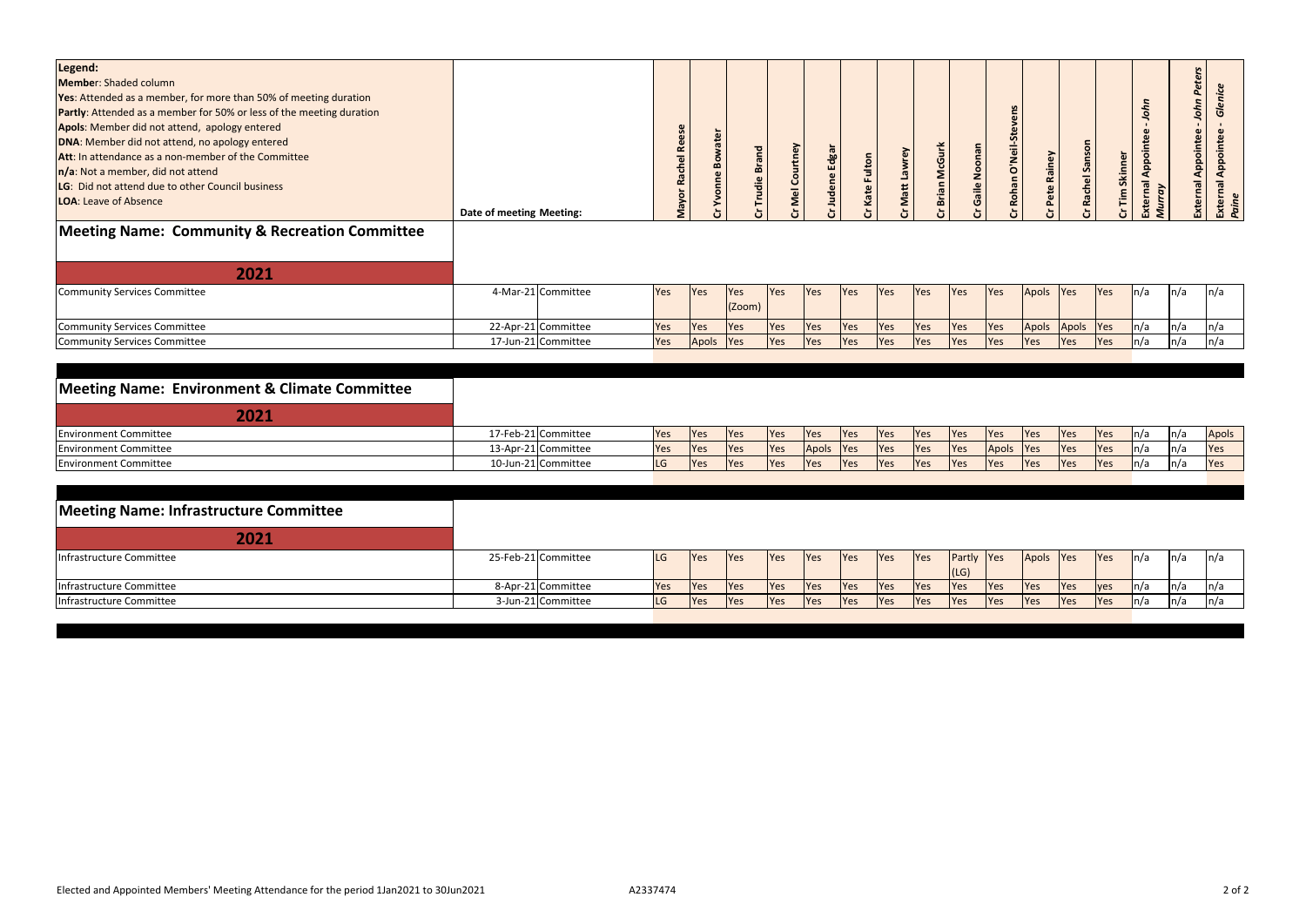**Legend:**
**Member**: Shaded column
**Yes**: Attended as a member, for more than 50% of meeting duration
**Partly**: Attended as a member for 50% or less of the meeting duration
**Apols**: Member did not attend, apology entered
**DNA**: Member did not attend, no apology entered
**Att**: In attendance as a non-member of the Committee
**n/a**: Not a member, did not attend
**LG**: Did not attend due to other Council business
**LOA**: Leave of Absence

## Meeting Name: Community & Recreation Committee

| 2021 | Date of meeting | Meeting: | Mayor Rachel Reese | Cr Yvonne Bowater | Cr Trudie Brand | Cr Mel Courtney | Cr Judene Edgar | Cr Kate Fulton | Cr Matt Lawrey | Cr Brian McGurk | Cr Gaile Noonan | Cr Rohan O'Neil-Stevens | Cr Pete Rainey | Cr Rachel Sanson | Cr Tim Skinner | External Appointee - John Murray | External Appointee - John Peters | External Appointee - Glenice Paine |
|---|---|---|---|---|---|---|---|---|---|---|---|---|---|---|---|---|---|---|
| Community Services Committee | 4-Mar-21 | Committee | Yes | Yes | Yes (Zoom) | Yes | Yes | Yes | Yes | Yes | Yes | Yes | Apols | Yes | Yes | n/a | n/a | n/a |
| Community Services Committee | 22-Apr-21 | Committee | Yes | Yes | Yes | Yes | Yes | Yes | Yes | Yes | Yes | Yes | Apols | Apols | Yes | n/a | n/a | n/a |
| Community Services Committee | 17-Jun-21 | Committee | Yes | Apols | Yes | Yes | Yes | Yes | Yes | Yes | Yes | Yes | Yes | Yes | Yes | n/a | n/a | n/a |

## Meeting Name: Environment & Climate Committee

| 2021 | Date of meeting | Meeting: | Mayor Rachel Reese | Cr Yvonne Bowater | Cr Trudie Brand | Cr Mel Courtney | Cr Judene Edgar | Cr Kate Fulton | Cr Matt Lawrey | Cr Brian McGurk | Cr Gaile Noonan | Cr Rohan O'Neil-Stevens | Cr Pete Rainey | Cr Rachel Sanson | Cr Tim Skinner | External Appointee - John Murray | External Appointee - John Peters | External Appointee - Glenice Paine |
|---|---|---|---|---|---|---|---|---|---|---|---|---|---|---|---|---|---|---|
| Environment Committee | 17-Feb-21 | Committee | Yes | Yes | Yes | Yes | Yes | Yes | Yes | Yes | Yes | Yes | Yes | Yes | Yes | n/a | n/a | Apols |
| Environment Committee | 13-Apr-21 | Committee | Yes | Yes | Yes | Yes | Apols | Yes | Yes | Yes | Yes | Apols | Yes | Yes | Yes | n/a | n/a | Yes |
| Environment Committee | 10-Jun-21 | Committee | LG | Yes | Yes | Yes | Yes | Yes | Yes | Yes | Yes | Yes | Yes | Yes | Yes | n/a | n/a | Yes |

## Meeting Name: Infrastructure Committee

| 2021 | Date of meeting | Meeting: | Mayor Rachel Reese | Cr Yvonne Bowater | Cr Trudie Brand | Cr Mel Courtney | Cr Judene Edgar | Cr Kate Fulton | Cr Matt Lawrey | Cr Brian McGurk | Cr Gaile Noonan | Cr Rohan O'Neil-Stevens | Cr Pete Rainey | Cr Rachel Sanson | Cr Tim Skinner | External Appointee - John Murray | External Appointee - John Peters | External Appointee - Glenice Paine |
|---|---|---|---|---|---|---|---|---|---|---|---|---|---|---|---|---|---|---|
| Infrastructure Committee | 25-Feb-21 | Committee | LG | Yes | Yes | Yes | Yes | Yes | Yes | Yes | Partly (LG) | Yes | Apols | Yes | Yes | n/a | n/a | n/a |
| Infrastructure Committee | 8-Apr-21 | Committee | Yes | Yes | Yes | Yes | Yes | Yes | Yes | Yes | Yes | Yes | Yes | Yes | yes | n/a | n/a | n/a |
| Infrastructure Committee | 3-Jun-21 | Committee | LG | Yes | Yes | Yes | Yes | Yes | Yes | Yes | Yes | Yes | Yes | Yes | Yes | n/a | n/a | n/a |

Elected and Appointed Members' Meeting Attendance for the period 1Jan2021 to 30Jun2021 A2337474